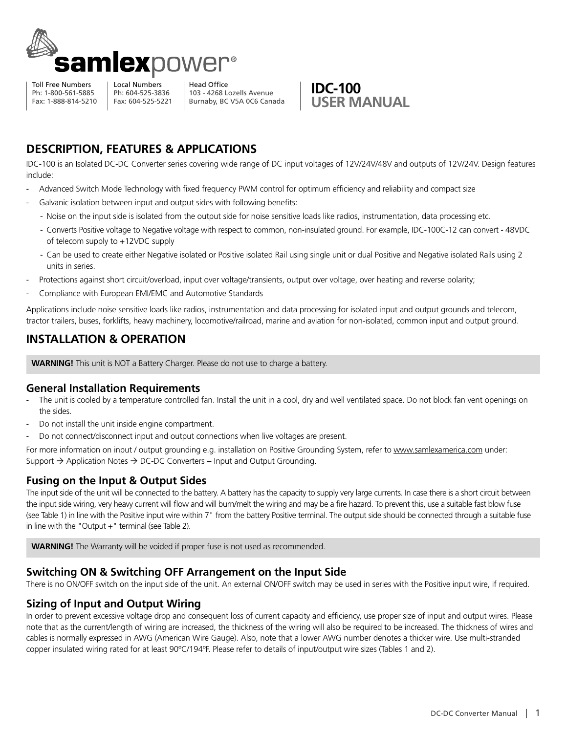samlexpower®

| Toll Free Numbers | Local Numbers | Head Office |
|---|---|---|
| Ph: 1-800-561-5885 | Ph: 604-525-3836 | 103 - 4268 Lozells Avenue |
| Fax: 1-888-814-5210 | Fax: 604-525-5221 | Burnaby, BC V5A 0C6 Canada |

# IDC-100 USER MANUAL

## DESCRIPTION, FEATURES & APPLICATIONS

IDC-100 is an Isolated DC-DC Converter series covering wide range of DC input voltages of 12V/24V/48V and outputs of 12V/24V. Design features include:

- Advanced Switch Mode Technology with fixed frequency PWM control for optimum efficiency and reliability and compact size
- Galvanic isolation between input and output sides with following benefits:
  - Noise on the input side is isolated from the output side for noise sensitive loads like radios, instrumentation, data processing etc.
  - Converts Positive voltage to Negative voltage with respect to common, non-insulated ground. For example, IDC-100C-12 can convert - 48VDC of telecom supply to +12VDC supply
  - Can be used to create either Negative isolated or Positive isolated Rail using single unit or dual Positive and Negative isolated Rails using 2 units in series.
- Protections against short circuit/overload, input over voltage/transients, output over voltage, over heating and reverse polarity;
- Compliance with European EMI/EMC and Automotive Standards

Applications include noise sensitive loads like radios, instrumentation and data processing for isolated input and output grounds and telecom, tractor trailers, buses, forklifts, heavy machinery, locomotive/railroad, marine and aviation for non-isolated, common input and output ground.

## INSTALLATION & OPERATION

**WARNING!** This unit is NOT a Battery Charger. Please do not use to charge a battery.

### General Installation Requirements

- The unit is cooled by a temperature controlled fan. Install the unit in a cool, dry and well ventilated space. Do not block fan vent openings on the sides.
- Do not install the unit inside engine compartment.
- Do not connect/disconnect input and output connections when live voltages are present.

For more information on input / output grounding e.g. installation on Positive Grounding System, refer to www.samlexamerica.com under: Support → Application Notes → DC-DC Converters – Input and Output Grounding.

### Fusing on the Input & Output Sides

The input side of the unit will be connected to the battery. A battery has the capacity to supply very large currents. In case there is a short circuit between the input side wiring, very heavy current will flow and will burn/melt the wiring and may be a fire hazard. To prevent this, use a suitable fast blow fuse (see Table 1) in line with the Positive input wire within 7" from the battery Positive terminal. The output side should be connected through a suitable fuse in line with the "Output +" terminal (see Table 2).

**WARNING!** The Warranty will be voided if proper fuse is not used as recommended.

### Switching ON & Switching OFF Arrangement on the Input Side

There is no ON/OFF switch on the input side of the unit. An external ON/OFF switch may be used in series with the Positive input wire, if required.

### Sizing of Input and Output Wiring

In order to prevent excessive voltage drop and consequent loss of current capacity and efficiency, use proper size of input and output wires. Please note that as the current/length of wiring are increased, the thickness of the wiring will also be required to be increased. The thickness of wires and cables is normally expressed in AWG (American Wire Gauge). Also, note that a lower AWG number denotes a thicker wire. Use multi-stranded copper insulated wiring rated for at least 90ºC/194ºF. Please refer to details of input/output wire sizes (Tables 1 and 2).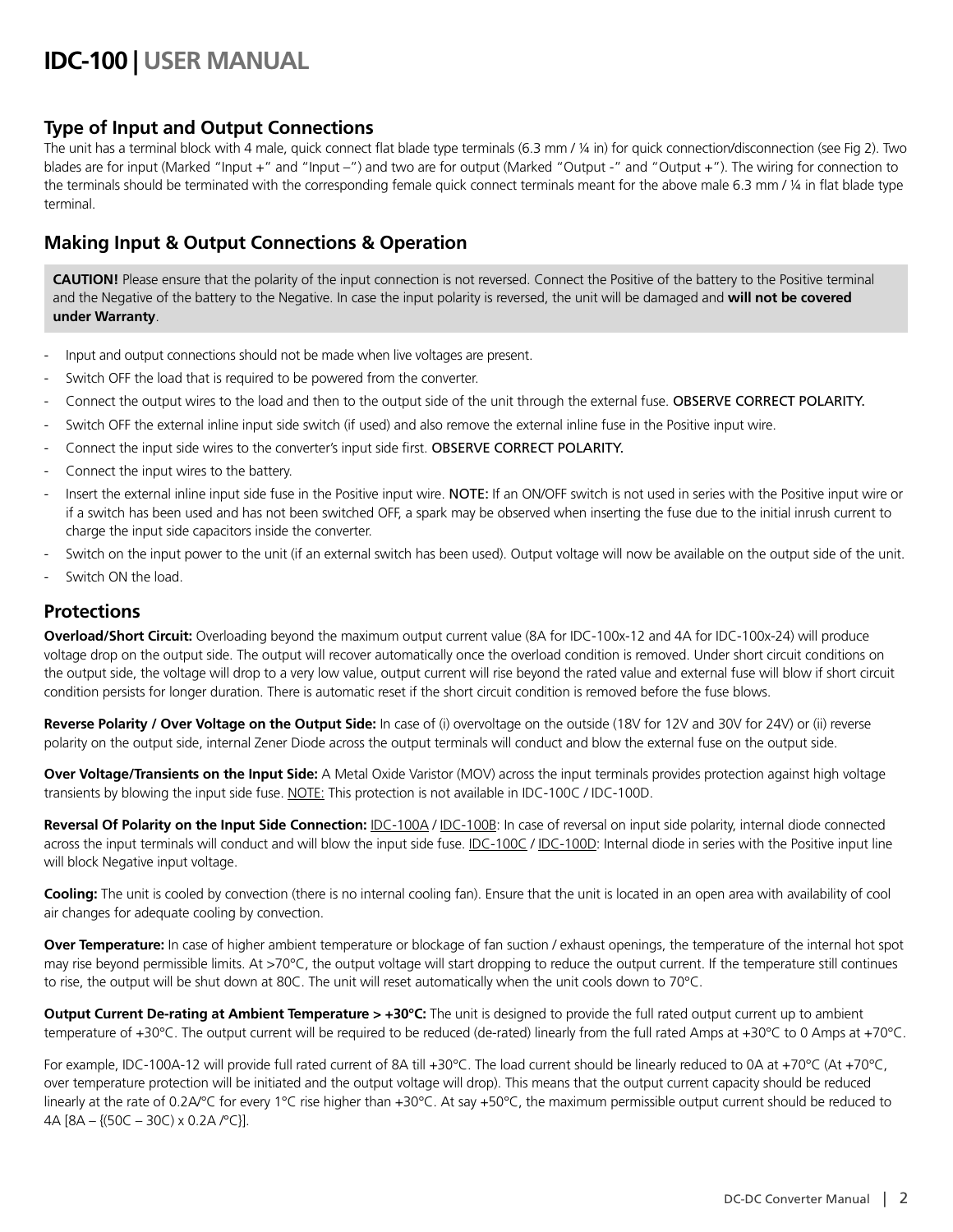## Type of Input and Output Connections

The unit has a terminal block with 4 male, quick connect flat blade type terminals (6.3 mm / ¼ in) for quick connection/disconnection (see Fig 2). Two blades are for input (Marked "Input +" and "Input –") and two are for output (Marked "Output -" and "Output +"). The wiring for connection to the terminals should be terminated with the corresponding female quick connect terminals meant for the above male 6.3 mm / ¼ in flat blade type terminal.

## Making Input & Output Connections & Operation

> **CAUTION!** Please ensure that the polarity of the input connection is not reversed. Connect the Positive of the battery to the Positive terminal and the Negative of the battery to the Negative. In case the input polarity is reversed, the unit will be damaged and **will not be covered under Warranty**.

- Input and output connections should not be made when live voltages are present.
- Switch OFF the load that is required to be powered from the converter.
- Connect the output wires to the load and then to the output side of the unit through the external fuse. OBSERVE CORRECT POLARITY.
- Switch OFF the external inline input side switch (if used) and also remove the external inline fuse in the Positive input wire.
- Connect the input side wires to the converter's input side first. OBSERVE CORRECT POLARITY.
- Connect the input wires to the battery.
- Insert the external inline input side fuse in the Positive input wire. NOTE: If an ON/OFF switch is not used in series with the Positive input wire or if a switch has been used and has not been switched OFF, a spark may be observed when inserting the fuse due to the initial inrush current to charge the input side capacitors inside the converter.
- Switch on the input power to the unit (if an external switch has been used). Output voltage will now be available on the output side of the unit.
- Switch ON the load.

## Protections

**Overload/Short Circuit:** Overloading beyond the maximum output current value (8A for IDC-100x-12 and 4A for IDC-100x-24) will produce voltage drop on the output side. The output will recover automatically once the overload condition is removed. Under short circuit conditions on the output side, the voltage will drop to a very low value, output current will rise beyond the rated value and external fuse will blow if short circuit condition persists for longer duration. There is automatic reset if the short circuit condition is removed before the fuse blows.

**Reverse Polarity / Over Voltage on the Output Side:** In case of (i) overvoltage on the outside (18V for 12V and 30V for 24V) or (ii) reverse polarity on the output side, internal Zener Diode across the output terminals will conduct and blow the external fuse on the output side.

**Over Voltage/Transients on the Input Side:** A Metal Oxide Varistor (MOV) across the input terminals provides protection against high voltage transients by blowing the input side fuse. NOTE: This protection is not available in IDC-100C / IDC-100D.

**Reversal Of Polarity on the Input Side Connection:** IDC-100A / IDC-100B: In case of reversal on input side polarity, internal diode connected across the input terminals will conduct and will blow the input side fuse. IDC-100C / IDC-100D: Internal diode in series with the Positive input line will block Negative input voltage.

**Cooling:** The unit is cooled by convection (there is no internal cooling fan). Ensure that the unit is located in an open area with availability of cool air changes for adequate cooling by convection.

**Over Temperature:** In case of higher ambient temperature or blockage of fan suction / exhaust openings, the temperature of the internal hot spot may rise beyond permissible limits. At >70°C, the output voltage will start dropping to reduce the output current. If the temperature still continues to rise, the output will be shut down at 80C. The unit will reset automatically when the unit cools down to 70°C.

**Output Current De-rating at Ambient Temperature > +30°C:** The unit is designed to provide the full rated output current up to ambient temperature of +30°C. The output current will be required to be reduced (de-rated) linearly from the full rated Amps at +30°C to 0 Amps at +70°C.

For example, IDC-100A-12 will provide full rated current of 8A till +30°C. The load current should be linearly reduced to 0A at +70°C (At +70°C, over temperature protection will be initiated and the output voltage will drop). This means that the output current capacity should be reduced linearly at the rate of 0.2A/°C for every 1°C rise higher than +30°C. At say +50°C, the maximum permissible output current should be reduced to 4A [8A – {(50C – 30C) x 0.2A /°C}].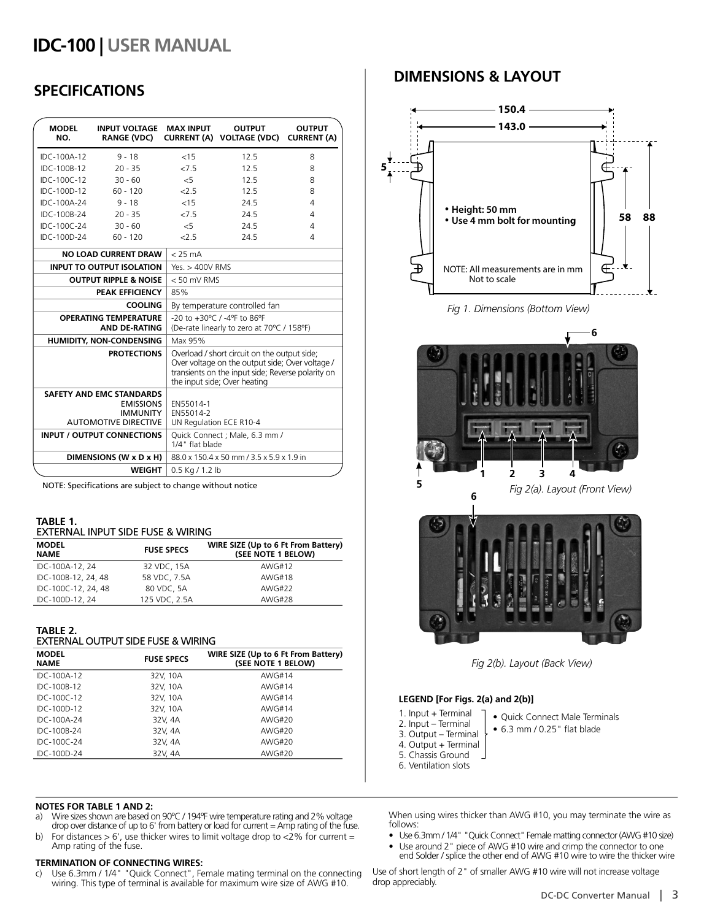# IDC-100 | USER MANUAL

## SPECIFICATIONS

| MODEL NO. | INPUT VOLTAGE RANGE (VDC) | MAX INPUT CURRENT (A) | OUTPUT VOLTAGE (VDC) | OUTPUT CURRENT (A) |
|---|---|---|---|---|
| IDC-100A-12 | 9 - 18 | <15 | 12.5 | 8 |
| IDC-100B-12 | 20 - 35 | <7.5 | 12.5 | 8 |
| IDC-100C-12 | 30 - 60 | <5 | 12.5 | 8 |
| IDC-100D-12 | 60 - 120 | <2.5 | 12.5 | 8 |
| IDC-100A-24 | 9 - 18 | <15 | 24.5 | 4 |
| IDC-100B-24 | 20 - 35 | <7.5 | 24.5 | 4 |
| IDC-100C-24 | 30 - 60 | <5 | 24.5 | 4 |
| IDC-100D-24 | 60 - 120 | <2.5 | 24.5 | 4 |

| | |
|---|---|
| **NO LOAD CURRENT DRAW** | < 25 mA |
| **INPUT TO OUTPUT ISOLATION** | Yes. > 400V RMS |
| **OUTPUT RIPPLE & NOISE** | < 50 mV RMS |
| **PEAK EFFICIENCY** | 85% |
| **COOLING** | By temperature controlled fan |
| **OPERATING TEMPERATURE AND DE-RATING** | -20 to +30°C / -4°F to 86°F (De-rate linearly to zero at 70°C / 158°F) |
| **HUMIDITY, NON-CONDENSING** | Max 95% |
| **PROTECTIONS** | Overload / short circuit on the output side; Over voltage on the output side; Over voltage / transients on the input side; Reverse polarity on the input side; Over heating |
| **SAFETY AND EMC STANDARDS** | |
| **EMISSIONS** | EN55014-1 |
| **IMMUNITY** | EN55014-2 |
| **AUTOMOTIVE DIRECTIVE** | UN Regulation ECE R10-4 |
| **INPUT / OUTPUT CONNECTIONS** | Quick Connect ; Male, 6.3 mm / 1/4" flat blade |
| **DIMENSIONS (W x D x H)** | 88.0 x 150.4 x 50 mm / 3.5 x 5.9 x 1.9 in |
| **WEIGHT** | 0.5 Kg / 1.2 lb |

NOTE: Specifications are subject to change without notice

**TABLE 1.**
EXTERNAL INPUT SIDE FUSE & WIRING

| MODEL NAME | FUSE SPECS | WIRE SIZE (Up to 6 Ft From Battery) (SEE NOTE 1 BELOW) |
|---|---|---|
| IDC-100A-12, 24 | 32 VDC, 15A | AWG#12 |
| IDC-100B-12, 24, 48 | 58 VDC, 7.5A | AWG#18 |
| IDC-100C-12, 24, 48 | 80 VDC, 5A | AWG#22 |
| IDC-100D-12, 24 | 125 VDC, 2.5A | AWG#28 |

**TABLE 2.**
EXTERNAL OUTPUT SIDE FUSE & WIRING

| MODEL NAME | FUSE SPECS | WIRE SIZE (Up to 6 Ft From Battery) (SEE NOTE 1 BELOW) |
|---|---|---|
| IDC-100A-12 | 32V, 10A | AWG#14 |
| IDC-100B-12 | 32V, 10A | AWG#14 |
| IDC-100C-12 | 32V, 10A | AWG#14 |
| IDC-100D-12 | 32V, 10A | AWG#14 |
| IDC-100A-24 | 32V, 4A | AWG#20 |
| IDC-100B-24 | 32V, 4A | AWG#20 |
| IDC-100C-24 | 32V, 4A | AWG#20 |
| IDC-100D-24 | 32V, 4A | AWG#20 |

## DIMENSIONS & LAYOUT

150.4
143.0
5
58 88

- Height: 50 mm
- Use 4 mm bolt for mounting

NOTE: All measurements are in mm
Not to scale

*Fig 1. Dimensions (Bottom View)*

*Fig 2(a). Layout (Front View)*

*Fig 2(b). Layout (Back View)*

**LEGEND [For Figs. 2(a) and 2(b)]**

1. Input + Terminal
2. Input – Terminal
3. Output – Terminal
4. Output + Terminal
5. Chassis Ground
6. Ventilation slots

(Items 1–5:)
- Quick Connect Male Terminals
- 6.3 mm / 0.25" flat blade

**NOTES FOR TABLE 1 AND 2:**

a) Wire sizes shown are based on 90°C / 194°F wire temperature rating and 2% voltage drop over distance of up to 6' from battery or load for current = Amp rating of the fuse.

b) For distances > 6', use thicker wires to limit voltage drop to <2% for current = Amp rating of the fuse.

**TERMINATION OF CONNECTING WIRES:**

c) Use 6.3mm / 1/4" "Quick Connect", Female mating terminal on the connecting wiring. This type of terminal is available for maximum wire size of AWG #10.

When using wires thicker than AWG #10, you may terminate the wire as follows:

- Use 6.3mm / 1/4" "Quick Connect" Female matting connector (AWG #10 size)
- Use around 2" piece of AWG #10 wire and crimp the connector to one end Solder / splice the other end of AWG #10 wire to wire the thicker wire

Use of short length of 2" of smaller AWG #10 wire will not increase voltage drop appreciably.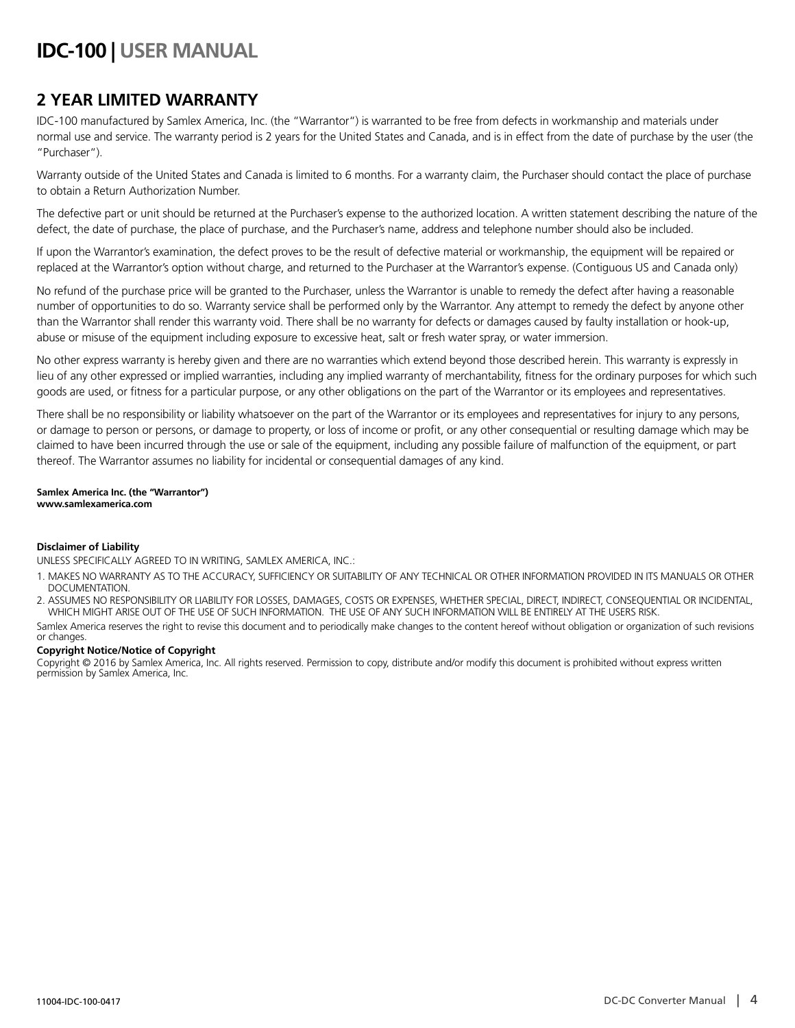## 2 YEAR LIMITED WARRANTY

IDC-100 manufactured by Samlex America, Inc. (the "Warrantor") is warranted to be free from defects in workmanship and materials under normal use and service. The warranty period is 2 years for the United States and Canada, and is in effect from the date of purchase by the user (the "Purchaser").

Warranty outside of the United States and Canada is limited to 6 months. For a warranty claim, the Purchaser should contact the place of purchase to obtain a Return Authorization Number.

The defective part or unit should be returned at the Purchaser's expense to the authorized location. A written statement describing the nature of the defect, the date of purchase, the place of purchase, and the Purchaser's name, address and telephone number should also be included.

If upon the Warrantor's examination, the defect proves to be the result of defective material or workmanship, the equipment will be repaired or replaced at the Warrantor's option without charge, and returned to the Purchaser at the Warrantor's expense. (Contiguous US and Canada only)

No refund of the purchase price will be granted to the Purchaser, unless the Warrantor is unable to remedy the defect after having a reasonable number of opportunities to do so. Warranty service shall be performed only by the Warrantor. Any attempt to remedy the defect by anyone other than the Warrantor shall render this warranty void. There shall be no warranty for defects or damages caused by faulty installation or hook-up, abuse or misuse of the equipment including exposure to excessive heat, salt or fresh water spray, or water immersion.

No other express warranty is hereby given and there are no warranties which extend beyond those described herein. This warranty is expressly in lieu of any other expressed or implied warranties, including any implied warranty of merchantability, fitness for the ordinary purposes for which such goods are used, or fitness for a particular purpose, or any other obligations on the part of the Warrantor or its employees and representatives.

There shall be no responsibility or liability whatsoever on the part of the Warrantor or its employees and representatives for injury to any persons, or damage to person or persons, or damage to property, or loss of income or profit, or any other consequential or resulting damage which may be claimed to have been incurred through the use or sale of the equipment, including any possible failure of malfunction of the equipment, or part thereof. The Warrantor assumes no liability for incidental or consequential damages of any kind.

**Samlex America Inc. (the "Warrantor")**
**www.samlexamerica.com**

**Disclaimer of Liability**

UNLESS SPECIFICALLY AGREED TO IN WRITING, SAMLEX AMERICA, INC.:

1. MAKES NO WARRANTY AS TO THE ACCURACY, SUFFICIENCY OR SUITABILITY OF ANY TECHNICAL OR OTHER INFORMATION PROVIDED IN ITS MANUALS OR OTHER DOCUMENTATION.
2. ASSUMES NO RESPONSIBILITY OR LIABILITY FOR LOSSES, DAMAGES, COSTS OR EXPENSES, WHETHER SPECIAL, DIRECT, INDIRECT, CONSEQUENTIAL OR INCIDENTAL, WHICH MIGHT ARISE OUT OF THE USE OF SUCH INFORMATION. THE USE OF ANY SUCH INFORMATION WILL BE ENTIRELY AT THE USERS RISK.

Samlex America reserves the right to revise this document and to periodically make changes to the content hereof without obligation or organization of such revisions or changes.

**Copyright Notice/Notice of Copyright**

Copyright © 2016 by Samlex America, Inc. All rights reserved. Permission to copy, distribute and/or modify this document is prohibited without express written permission by Samlex America, Inc.

11004-IDC-100-0417